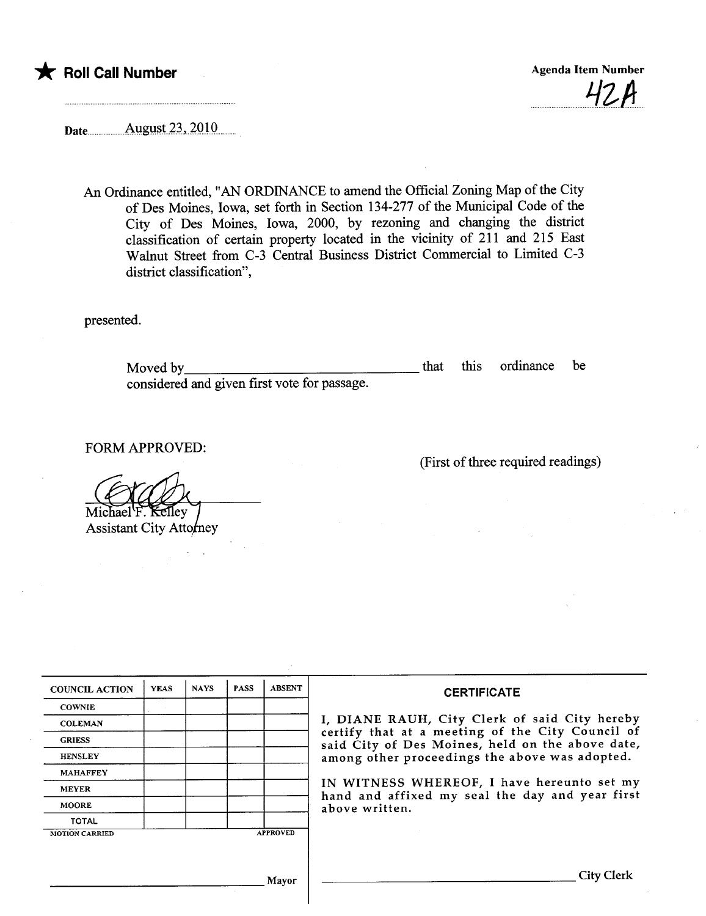★ **Roll Call Number**

**Agenda Item Number**

42A

Date August 23, 2010

An Ordinance entitled, "AN ORDINANCE to amend the Official Zoning Map of the City of Des Moines, Iowa, set forth in Section 134-277 of the Municipal Code of the City of Des Moines, Iowa, 2000, by rezoning and changing the district classification of certain property located in the vicinity of 211 and 215 East Walnut Street from C-3 Central Business District Commercial to Limited C-3 district classification",

presented.

Moved by_________________________________ that this ordinance be considered and given first vote for passage.

FORM APPROVED:

(First of three required readings)

Michael F. Kelley
Assistant City Attorney

| COUNCIL ACTION | YEAS | NAYS | PASS | ABSENT |
|---|---|---|---|---|
| COWNIE | | | | |
| COLEMAN | | | | |
| GRIESS | | | | |
| HENSLEY | | | | |
| MAHAFFEY | | | | |
| MEYER | | | | |
| MOORE | | | | |
| TOTAL | | | | |

MOTION CARRIED APPROVED

_________________________________ Mayor

**CERTIFICATE**

I, DIANE RAUH, City Clerk of said City hereby certify that at a meeting of the City Council of said City of Des Moines, held on the above date, among other proceedings the above was adopted.

IN WITNESS WHEREOF, I have hereunto set my hand and affixed my seal the day and year first above written.

_________________________________ City Clerk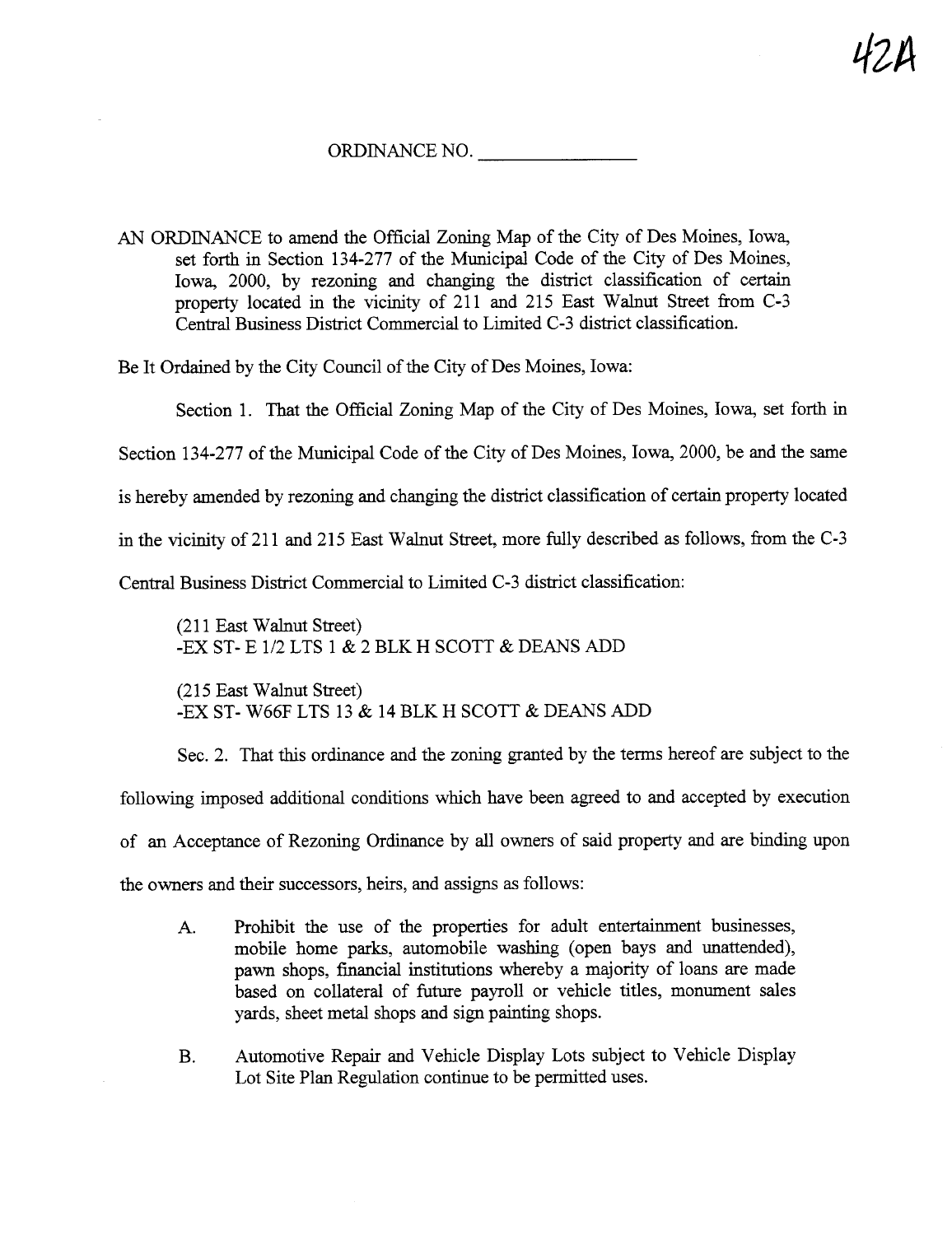42A

ORDINANCE NO. ______________

AN ORDINANCE to amend the Official Zoning Map of the City of Des Moines, Iowa, set forth in Section 134-277 of the Municipal Code of the City of Des Moines, Iowa, 2000, by rezoning and changing the district classification of certain property located in the vicinity of 211 and 215 East Walnut Street from C-3 Central Business District Commercial to Limited C-3 district classification.

Be It Ordained by the City Council of the City of Des Moines, Iowa:

Section 1. That the Official Zoning Map of the City of Des Moines, Iowa, set forth in Section 134-277 of the Municipal Code of the City of Des Moines, Iowa, 2000, be and the same is hereby amended by rezoning and changing the district classification of certain property located in the vicinity of 211 and 215 East Walnut Street, more fully described as follows, from the C-3 Central Business District Commercial to Limited C-3 district classification:

(211 East Walnut Street)
-EX ST- E 1/2 LTS 1 & 2 BLK H SCOTT & DEANS ADD

(215 East Walnut Street)
-EX ST- W66F LTS 13 & 14 BLK H SCOTT & DEANS ADD

Sec. 2. That this ordinance and the zoning granted by the terms hereof are subject to the following imposed additional conditions which have been agreed to and accepted by execution of an Acceptance of Rezoning Ordinance by all owners of said property and are binding upon the owners and their successors, heirs, and assigns as follows:

A. Prohibit the use of the properties for adult entertainment businesses, mobile home parks, automobile washing (open bays and unattended), pawn shops, financial institutions whereby a majority of loans are made based on collateral of future payroll or vehicle titles, monument sales yards, sheet metal shops and sign painting shops.

B. Automotive Repair and Vehicle Display Lots subject to Vehicle Display Lot Site Plan Regulation continue to be permitted uses.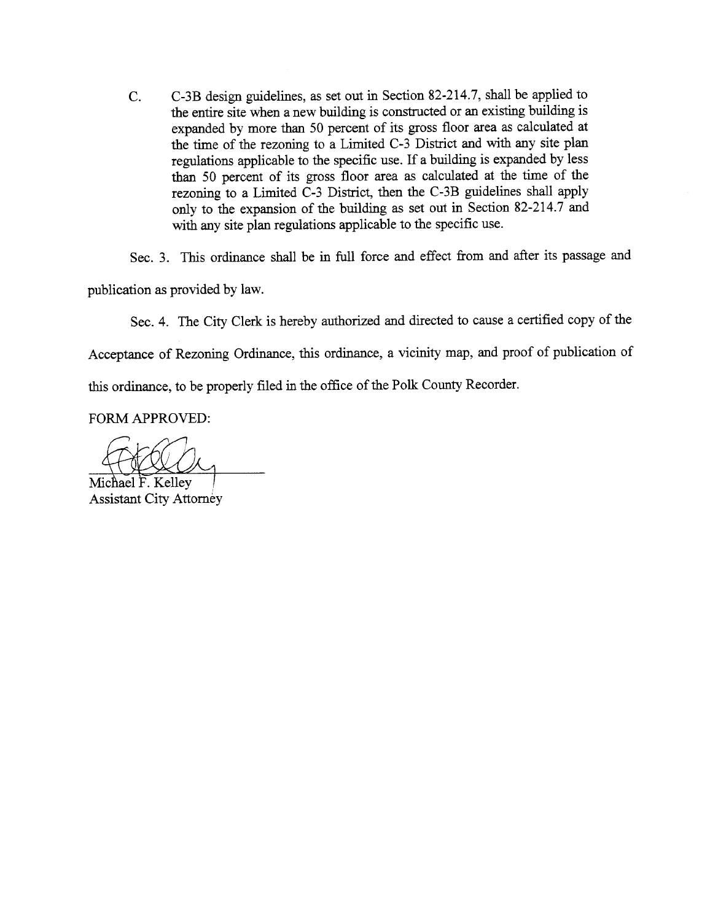C. C-3B design guidelines, as set out in Section 82-214.7, shall be applied to the entire site when a new building is constructed or an existing building is expanded by more than 50 percent of its gross floor area as calculated at the time of the rezoning to a Limited C-3 District and with any site plan regulations applicable to the specific use. If a building is expanded by less than 50 percent of its gross floor area as calculated at the time of the rezoning to a Limited C-3 District, then the C-3B guidelines shall apply only to the expansion of the building as set out in Section 82-214.7 and with any site plan regulations applicable to the specific use.

Sec. 3. This ordinance shall be in full force and effect from and after its passage and publication as provided by law.

Sec. 4. The City Clerk is hereby authorized and directed to cause a certified copy of the Acceptance of Rezoning Ordinance, this ordinance, a vicinity map, and proof of publication of this ordinance, to be properly filed in the office of the Polk County Recorder.

FORM APPROVED:

Michael F. Kelley
Assistant City Attorney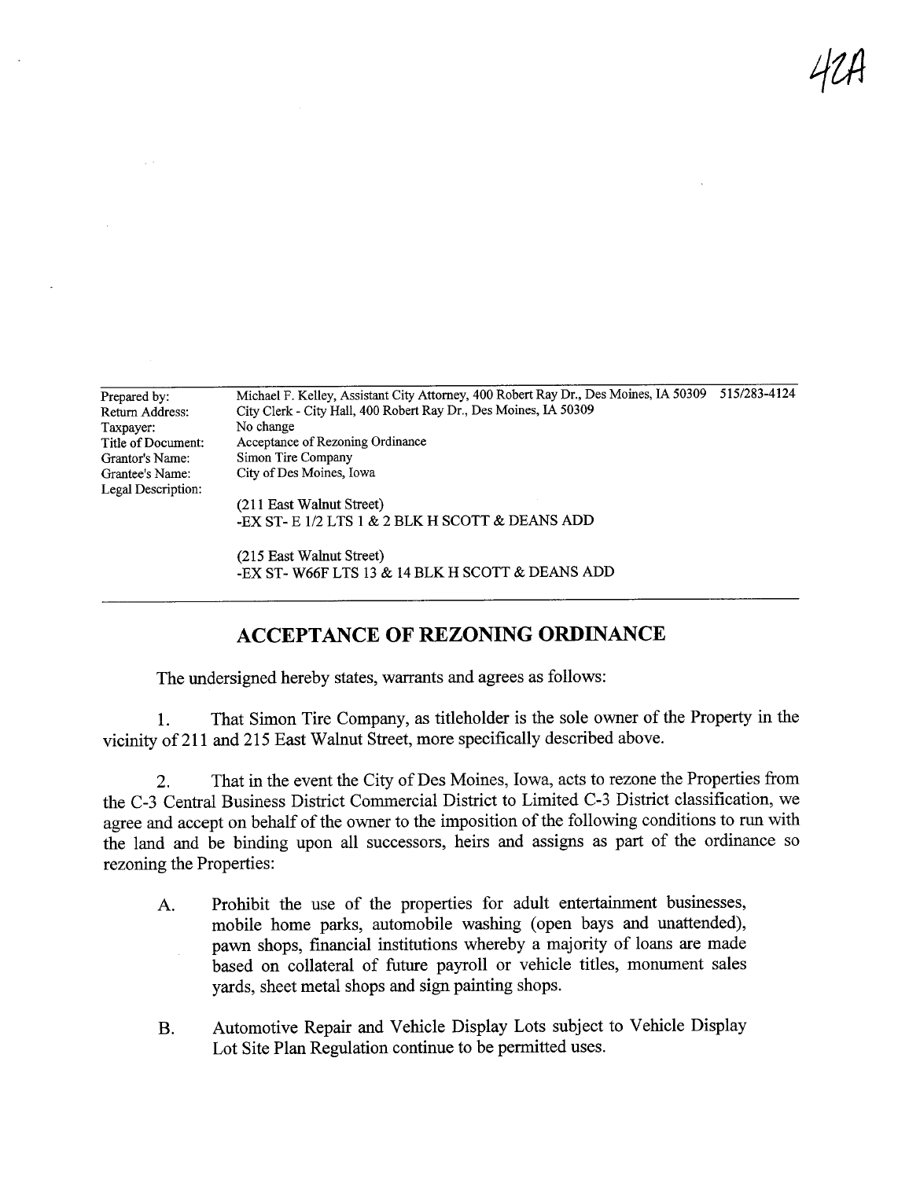42A

| | |
|---|---|
| Prepared by: | Michael F. Kelley, Assistant City Attorney, 400 Robert Ray Dr., Des Moines, IA 50309 515/283-4124 |
| Return Address: | City Clerk - City Hall, 400 Robert Ray Dr., Des Moines, IA 50309 |
| Taxpayer: | No change |
| Title of Document: | Acceptance of Rezoning Ordinance |
| Grantor's Name: | Simon Tire Company |
| Grantee's Name: | City of Des Moines, Iowa |
| Legal Description: | |

(211 East Walnut Street)
-EX ST- E 1/2 LTS 1 & 2 BLK H SCOTT & DEANS ADD

(215 East Walnut Street)
-EX ST- W66F LTS 13 & 14 BLK H SCOTT & DEANS ADD

## ACCEPTANCE OF REZONING ORDINANCE

The undersigned hereby states, warrants and agrees as follows:

1. That Simon Tire Company, as titleholder is the sole owner of the Property in the vicinity of 211 and 215 East Walnut Street, more specifically described above.

2. That in the event the City of Des Moines, Iowa, acts to rezone the Properties from the C-3 Central Business District Commercial District to Limited C-3 District classification, we agree and accept on behalf of the owner to the imposition of the following conditions to run with the land and be binding upon all successors, heirs and assigns as part of the ordinance so rezoning the Properties:

   A. Prohibit the use of the properties for adult entertainment businesses, mobile home parks, automobile washing (open bays and unattended), pawn shops, financial institutions whereby a majority of loans are made based on collateral of future payroll or vehicle titles, monument sales yards, sheet metal shops and sign painting shops.

   B. Automotive Repair and Vehicle Display Lots subject to Vehicle Display Lot Site Plan Regulation continue to be permitted uses.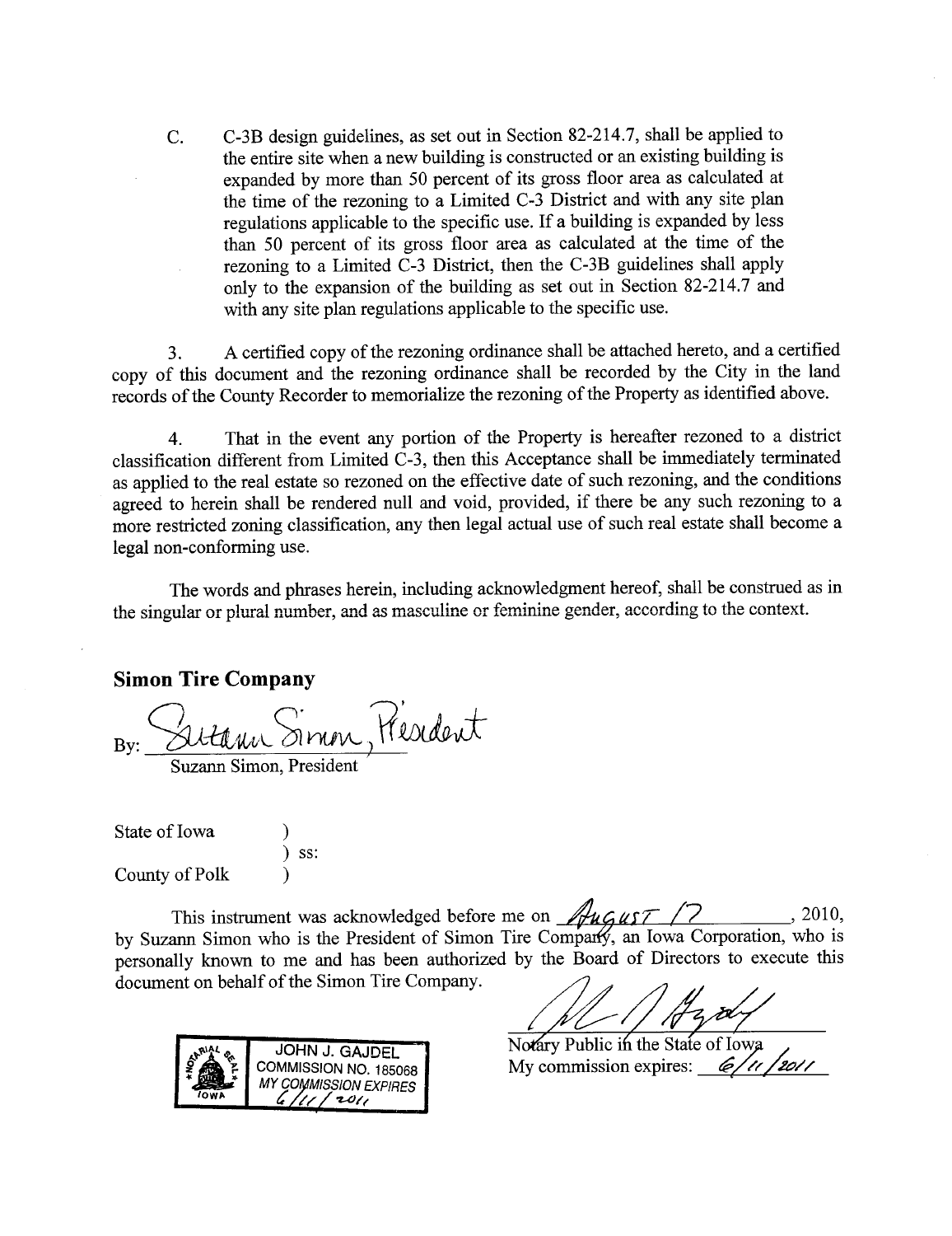C. C-3B design guidelines, as set out in Section 82-214.7, shall be applied to the entire site when a new building is constructed or an existing building is expanded by more than 50 percent of its gross floor area as calculated at the time of the rezoning to a Limited C-3 District and with any site plan regulations applicable to the specific use. If a building is expanded by less than 50 percent of its gross floor area as calculated at the time of the rezoning to a Limited C-3 District, then the C-3B guidelines shall apply only to the expansion of the building as set out in Section 82-214.7 and with any site plan regulations applicable to the specific use.

3. A certified copy of the rezoning ordinance shall be attached hereto, and a certified copy of this document and the rezoning ordinance shall be recorded by the City in the land records of the County Recorder to memorialize the rezoning of the Property as identified above.

4. That in the event any portion of the Property is hereafter rezoned to a district classification different from Limited C-3, then this Acceptance shall be immediately terminated as applied to the real estate so rezoned on the effective date of such rezoning, and the conditions agreed to herein shall be rendered null and void, provided, if there be any such rezoning to a more restricted zoning classification, any then legal actual use of such real estate shall become a legal non-conforming use.

The words and phrases herein, including acknowledgment hereof, shall be construed as in the singular or plural number, and as masculine or feminine gender, according to the context.

**Simon Tire Company**

By: Suzann Simon, President
Suzann Simon, President

State of Iowa )
) ss:
County of Polk )

This instrument was acknowledged before me on August 17, 2010, by Suzann Simon who is the President of Simon Tire Company, an Iowa Corporation, who is personally known to me and has been authorized by the Board of Directors to execute this document on behalf of the Simon Tire Company.

JOHN J. GAJDEL
COMMISSION NO. 185068
MY COMMISSION EXPIRES
6/11/2011

Notary Public in the State of Iowa
My commission expires: 6/11/2011